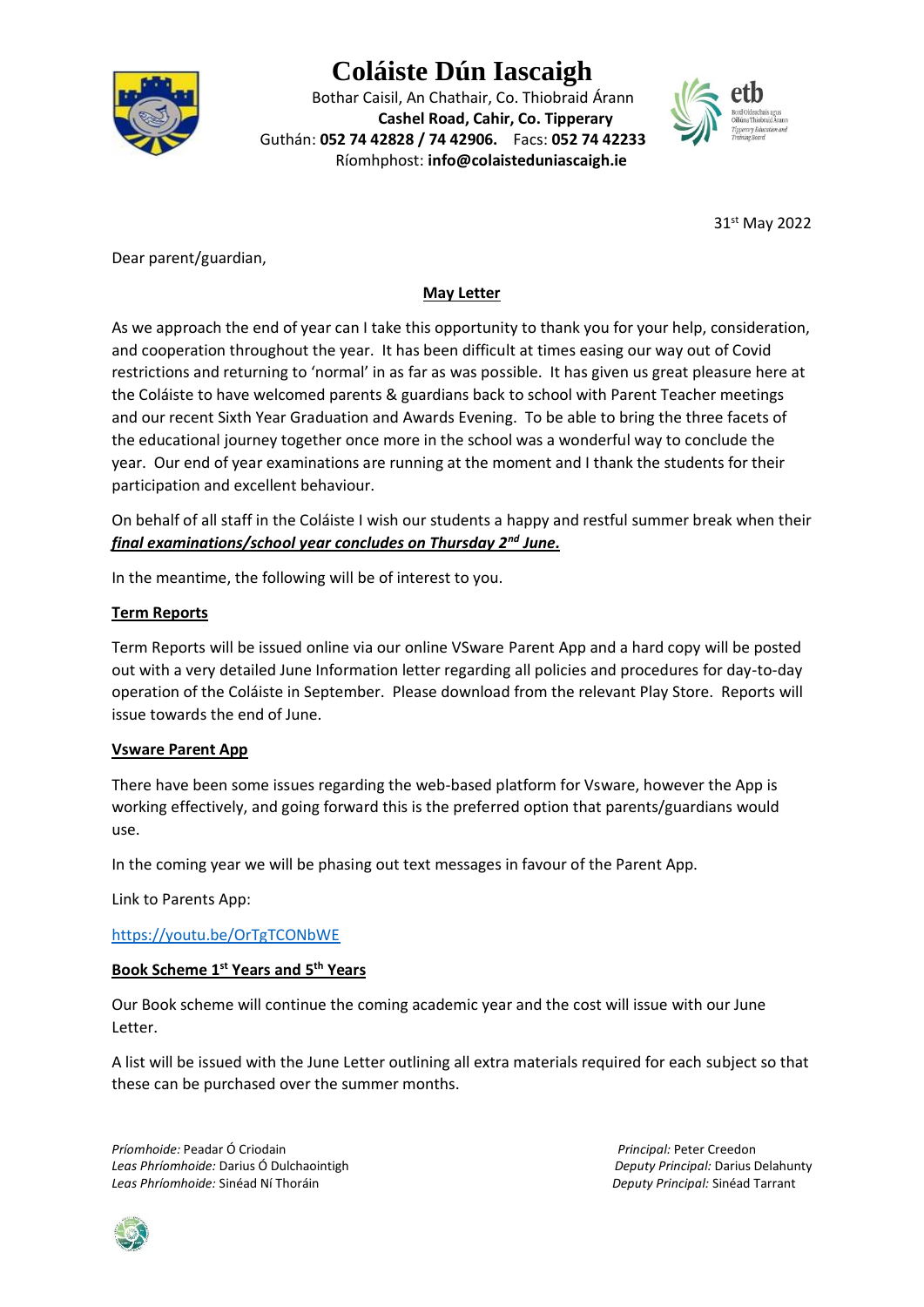# Coláiste Dún Iascaigh

Bothar Caisil, An Chathair, Co. Thiobraid Árann
**Cashel Road, Cahir, Co. Tipperary**
Guthán: **052 74 42828 / 74 42906.** Facs: **052 74 42233**
Ríomhphost: **info@colaisteduniascaigh.ie**

31st May 2022

Dear parent/guardian,

**May Letter**

As we approach the end of year can I take this opportunity to thank you for your help, consideration, and cooperation throughout the year. It has been difficult at times easing our way out of Covid restrictions and returning to 'normal' in as far as was possible. It has given us great pleasure here at the Coláiste to have welcomed parents & guardians back to school with Parent Teacher meetings and our recent Sixth Year Graduation and Awards Evening. To be able to bring the three facets of the educational journey together once more in the school was a wonderful way to conclude the year. Our end of year examinations are running at the moment and I thank the students for their participation and excellent behaviour.

On behalf of all staff in the Coláiste I wish our students a happy and restful summer break when their ***final examinations/school year concludes on Thursday 2nd June.***

In the meantime, the following will be of interest to you.

**Term Reports**

Term Reports will be issued online via our online VSware Parent App and a hard copy will be posted out with a very detailed June Information letter regarding all policies and procedures for day-to-day operation of the Coláiste in September. Please download from the relevant Play Store. Reports will issue towards the end of June.

**Vsware Parent App**

There have been some issues regarding the web-based platform for Vsware, however the App is working effectively, and going forward this is the preferred option that parents/guardians would use.

In the coming year we will be phasing out text messages in favour of the Parent App.

Link to Parents App:

https://youtu.be/OrTgTCONbWE

**Book Scheme 1st Years and 5th Years**

Our Book scheme will continue the coming academic year and the cost will issue with our June Letter.

A list will be issued with the June Letter outlining all extra materials required for each subject so that these can be purchased over the summer months.

*Príomhoide:* Peadar Ó Criodain
*Leas Phríomhoide:* Darius Ó Dulchaointigh
*Leas Phríomhoide:* Sinéad Ní Thoráin

*Principal:* Peter Creedon
*Deputy Principal:* Darius Delahunty
*Deputy Principal:* Sinéad Tarrant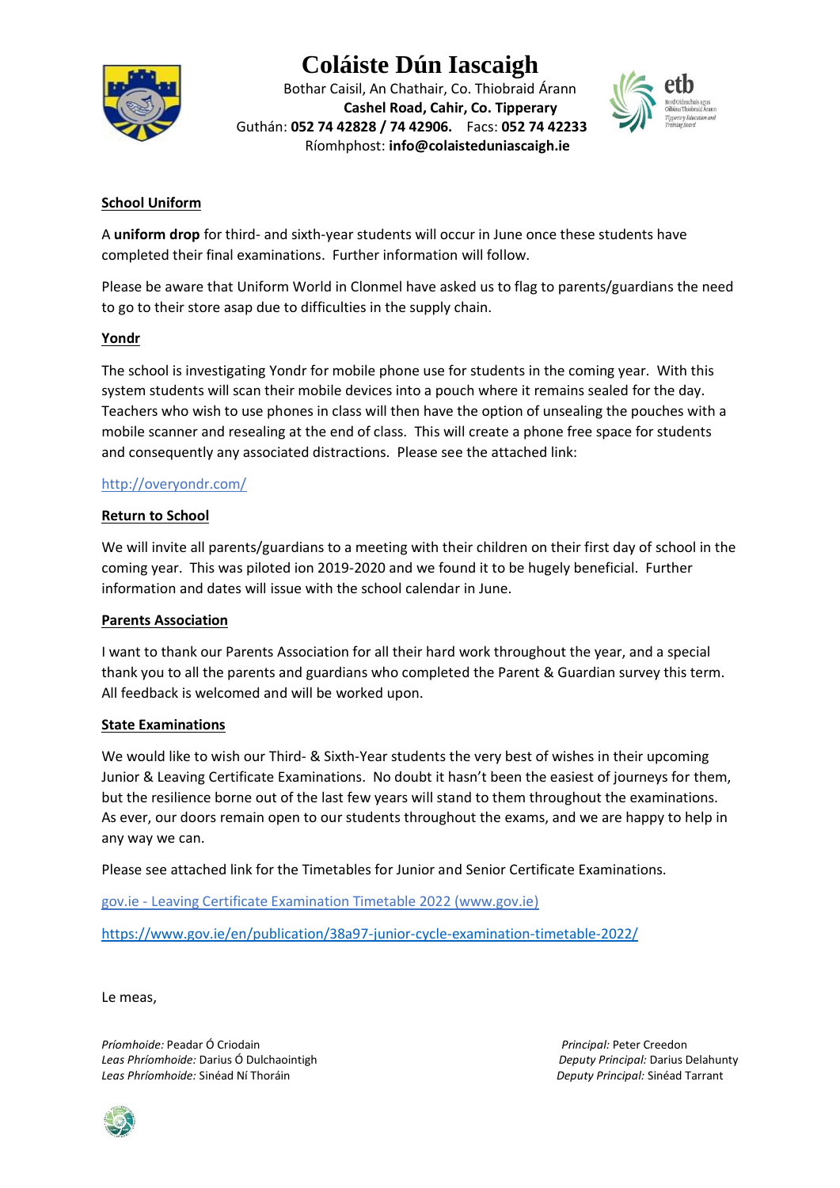# Coláiste Dún Iascaigh

Bothar Caisil, An Chathair, Co. Thiobraid Árann
**Cashel Road, Cahir, Co. Tipperary**
Guthán: **052 74 42828 / 74 42906.** Facs: **052 74 42233**
Ríomhphost: **info@colaisteduniascaigh.ie**

**School Uniform**

A **uniform drop** for third- and sixth-year students will occur in June once these students have completed their final examinations. Further information will follow.

Please be aware that Uniform World in Clonmel have asked us to flag to parents/guardians the need to go to their store asap due to difficulties in the supply chain.

**Yondr**

The school is investigating Yondr for mobile phone use for students in the coming year. With this system students will scan their mobile devices into a pouch where it remains sealed for the day. Teachers who wish to use phones in class will then have the option of unsealing the pouches with a mobile scanner and resealing at the end of class. This will create a phone free space for students and consequently any associated distractions. Please see the attached link:

http://overyondr.com/

**Return to School**

We will invite all parents/guardians to a meeting with their children on their first day of school in the coming year. This was piloted ion 2019-2020 and we found it to be hugely beneficial. Further information and dates will issue with the school calendar in June.

**Parents Association**

I want to thank our Parents Association for all their hard work throughout the year, and a special thank you to all the parents and guardians who completed the Parent & Guardian survey this term. All feedback is welcomed and will be worked upon.

**State Examinations**

We would like to wish our Third- & Sixth-Year students the very best of wishes in their upcoming Junior & Leaving Certificate Examinations. No doubt it hasn't been the easiest of journeys for them, but the resilience borne out of the last few years will stand to them throughout the examinations. As ever, our doors remain open to our students throughout the exams, and we are happy to help in any way we can.

Please see attached link for the Timetables for Junior and Senior Certificate Examinations.

gov.ie - Leaving Certificate Examination Timetable 2022 (www.gov.ie)

https://www.gov.ie/en/publication/38a97-junior-cycle-examination-timetable-2022/

Le meas,

*Príomhoide:* Peadar Ó Criodain
*Leas Phríomhoide:* Darius Ó Dulchaointigh
*Leas Phríomhoide:* Sinéad Ní Thoráin

*Principal:* Peter Creedon
*Deputy Principal:* Darius Delahunty
*Deputy Principal:* Sinéad Tarrant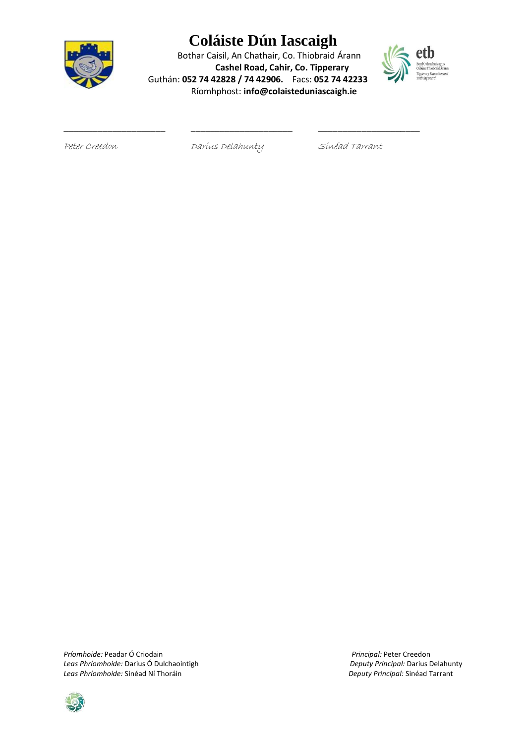# Coláiste Dún Iascaigh

Bothar Caisil, An Chathair, Co. Thiobraid Árann
**Cashel Road, Cahir, Co. Tipperary**
Guthán: **052 74 42828 / 74 42906.** Facs: **052 74 42233**
Ríomhphost: **info@colaisteduniascaigh.ie**

| | | |
|---|---|---|
| ______________________ | ______________________ | ______________________ |
| Peter Creedon | Darius Delahunty | Sinéad Tarrant |

*Príomhoide:* Peadar Ó Criodain
*Leas Phríomhoide:* Darius Ó Dulchaointigh
*Leas Phríomhoide:* Sinéad Ní Thoráin

*Principal:* Peter Creedon
*Deputy Principal:* Darius Delahunty
*Deputy Principal:* Sinéad Tarrant